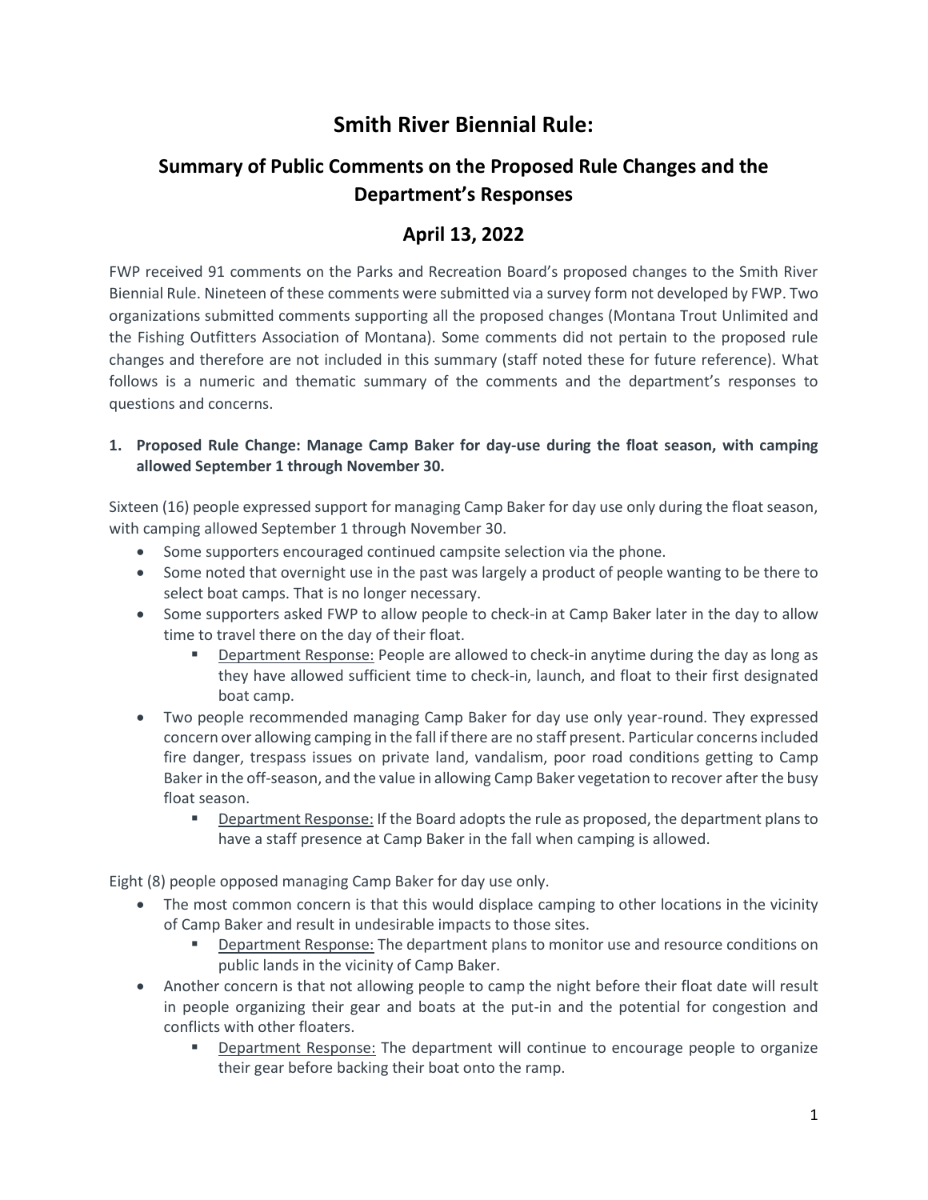# Smith River Biennial Rule:

## Summary of Public Comments on the Proposed Rule Changes and the Department's Responses

## April 13, 2022

FWP received 91 comments on the Parks and Recreation Board's proposed changes to the Smith River Biennial Rule. Nineteen of these comments were submitted via a survey form not developed by FWP. Two organizations submitted comments supporting all the proposed changes (Montana Trout Unlimited and the Fishing Outfitters Association of Montana). Some comments did not pertain to the proposed rule changes and therefore are not included in this summary (staff noted these for future reference). What follows is a numeric and thematic summary of the comments and the department's responses to questions and concerns.

1. **Proposed Rule Change: Manage Camp Baker for day-use during the float season, with camping allowed September 1 through November 30.**

Sixteen (16) people expressed support for managing Camp Baker for day use only during the float season, with camping allowed September 1 through November 30.

- Some supporters encouraged continued campsite selection via the phone.
- Some noted that overnight use in the past was largely a product of people wanting to be there to select boat camps. That is no longer necessary.
- Some supporters asked FWP to allow people to check-in at Camp Baker later in the day to allow time to travel there on the day of their float.
  - Department Response: People are allowed to check-in anytime during the day as long as they have allowed sufficient time to check-in, launch, and float to their first designated boat camp.
- Two people recommended managing Camp Baker for day use only year-round. They expressed concern over allowing camping in the fall if there are no staff present. Particular concerns included fire danger, trespass issues on private land, vandalism, poor road conditions getting to Camp Baker in the off-season, and the value in allowing Camp Baker vegetation to recover after the busy float season.
  - Department Response: If the Board adopts the rule as proposed, the department plans to have a staff presence at Camp Baker in the fall when camping is allowed.

Eight (8) people opposed managing Camp Baker for day use only.

- The most common concern is that this would displace camping to other locations in the vicinity of Camp Baker and result in undesirable impacts to those sites.
  - Department Response: The department plans to monitor use and resource conditions on public lands in the vicinity of Camp Baker.
- Another concern is that not allowing people to camp the night before their float date will result in people organizing their gear and boats at the put-in and the potential for congestion and conflicts with other floaters.
  - Department Response: The department will continue to encourage people to organize their gear before backing their boat onto the ramp.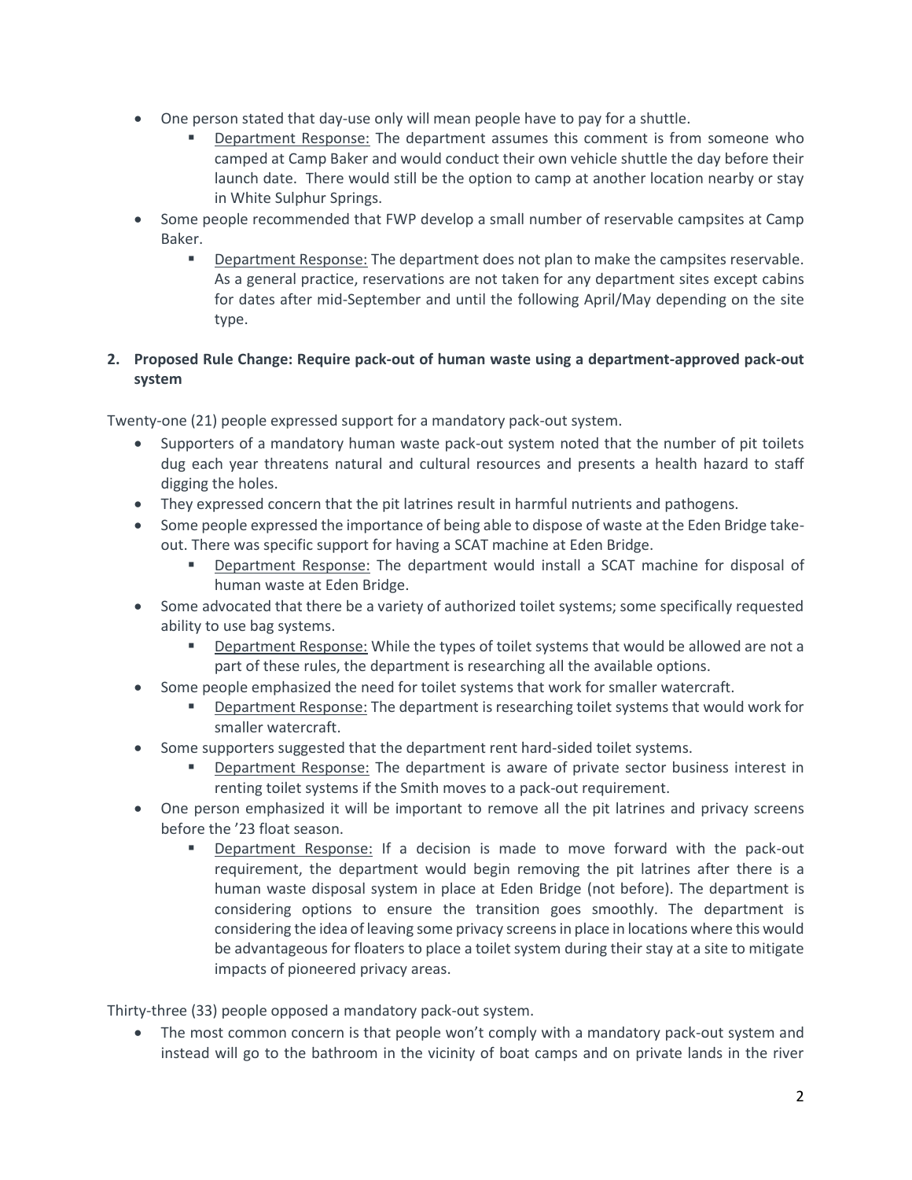- One person stated that day-use only will mean people have to pay for a shuttle.
  - Department Response: The department assumes this comment is from someone who camped at Camp Baker and would conduct their own vehicle shuttle the day before their launch date. There would still be the option to camp at another location nearby or stay in White Sulphur Springs.
- Some people recommended that FWP develop a small number of reservable campsites at Camp Baker.
  - Department Response: The department does not plan to make the campsites reservable. As a general practice, reservations are not taken for any department sites except cabins for dates after mid-September and until the following April/May depending on the site type.

**2. Proposed Rule Change: Require pack-out of human waste using a department-approved pack-out system**

Twenty-one (21) people expressed support for a mandatory pack-out system.

- Supporters of a mandatory human waste pack-out system noted that the number of pit toilets dug each year threatens natural and cultural resources and presents a health hazard to staff digging the holes.
- They expressed concern that the pit latrines result in harmful nutrients and pathogens.
- Some people expressed the importance of being able to dispose of waste at the Eden Bridge take-out. There was specific support for having a SCAT machine at Eden Bridge.
  - Department Response: The department would install a SCAT machine for disposal of human waste at Eden Bridge.
- Some advocated that there be a variety of authorized toilet systems; some specifically requested ability to use bag systems.
  - Department Response: While the types of toilet systems that would be allowed are not a part of these rules, the department is researching all the available options.
- Some people emphasized the need for toilet systems that work for smaller watercraft.
  - Department Response: The department is researching toilet systems that would work for smaller watercraft.
- Some supporters suggested that the department rent hard-sided toilet systems.
  - Department Response: The department is aware of private sector business interest in renting toilet systems if the Smith moves to a pack-out requirement.
- One person emphasized it will be important to remove all the pit latrines and privacy screens before the '23 float season.
  - Department Response: If a decision is made to move forward with the pack-out requirement, the department would begin removing the pit latrines after there is a human waste disposal system in place at Eden Bridge (not before). The department is considering options to ensure the transition goes smoothly. The department is considering the idea of leaving some privacy screens in place in locations where this would be advantageous for floaters to place a toilet system during their stay at a site to mitigate impacts of pioneered privacy areas.

Thirty-three (33) people opposed a mandatory pack-out system.

- The most common concern is that people won't comply with a mandatory pack-out system and instead will go to the bathroom in the vicinity of boat camps and on private lands in the river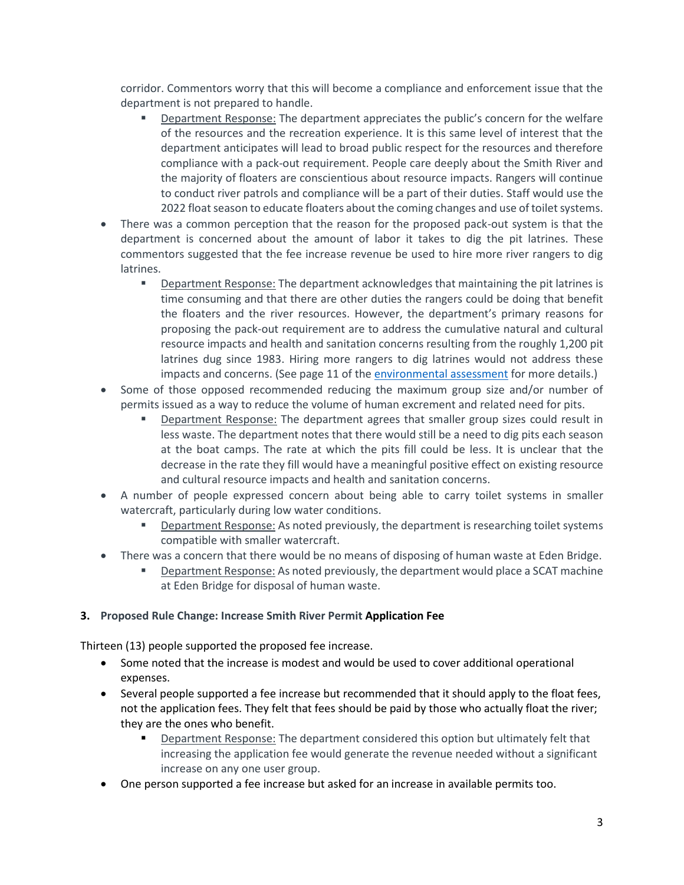corridor. Commentors worry that this will become a compliance and enforcement issue that the department is not prepared to handle.

- Department Response: The department appreciates the public's concern for the welfare of the resources and the recreation experience. It is this same level of interest that the department anticipates will lead to broad public respect for the resources and therefore compliance with a pack-out requirement. People care deeply about the Smith River and the majority of floaters are conscientious about resource impacts. Rangers will continue to conduct river patrols and compliance will be a part of their duties. Staff would use the 2022 float season to educate floaters about the coming changes and use of toilet systems.

- There was a common perception that the reason for the proposed pack-out system is that the department is concerned about the amount of labor it takes to dig the pit latrines. These commentors suggested that the fee increase revenue be used to hire more river rangers to dig latrines.
  - Department Response: The department acknowledges that maintaining the pit latrines is time consuming and that there are other duties the rangers could be doing that benefit the floaters and the river resources. However, the department's primary reasons for proposing the pack-out requirement are to address the cumulative natural and cultural resource impacts and health and sanitation concerns resulting from the roughly 1,200 pit latrines dug since 1983. Hiring more rangers to dig latrines would not address these impacts and concerns. (See page 11 of the environmental assessment for more details.)
- Some of those opposed recommended reducing the maximum group size and/or number of permits issued as a way to reduce the volume of human excrement and related need for pits.
  - Department Response: The department agrees that smaller group sizes could result in less waste. The department notes that there would still be a need to dig pits each season at the boat camps. The rate at which the pits fill could be less. It is unclear that the decrease in the rate they fill would have a meaningful positive effect on existing resource and cultural resource impacts and health and sanitation concerns.
- A number of people expressed concern about being able to carry toilet systems in smaller watercraft, particularly during low water conditions.
  - Department Response: As noted previously, the department is researching toilet systems compatible with smaller watercraft.
- There was a concern that there would be no means of disposing of human waste at Eden Bridge.
  - Department Response: As noted previously, the department would place a SCAT machine at Eden Bridge for disposal of human waste.

### 3. Proposed Rule Change: Increase Smith River Permit Application Fee

Thirteen (13) people supported the proposed fee increase.

- Some noted that the increase is modest and would be used to cover additional operational expenses.
- Several people supported a fee increase but recommended that it should apply to the float fees, not the application fees. They felt that fees should be paid by those who actually float the river; they are the ones who benefit.
  - Department Response: The department considered this option but ultimately felt that increasing the application fee would generate the revenue needed without a significant increase on any one user group.
- One person supported a fee increase but asked for an increase in available permits too.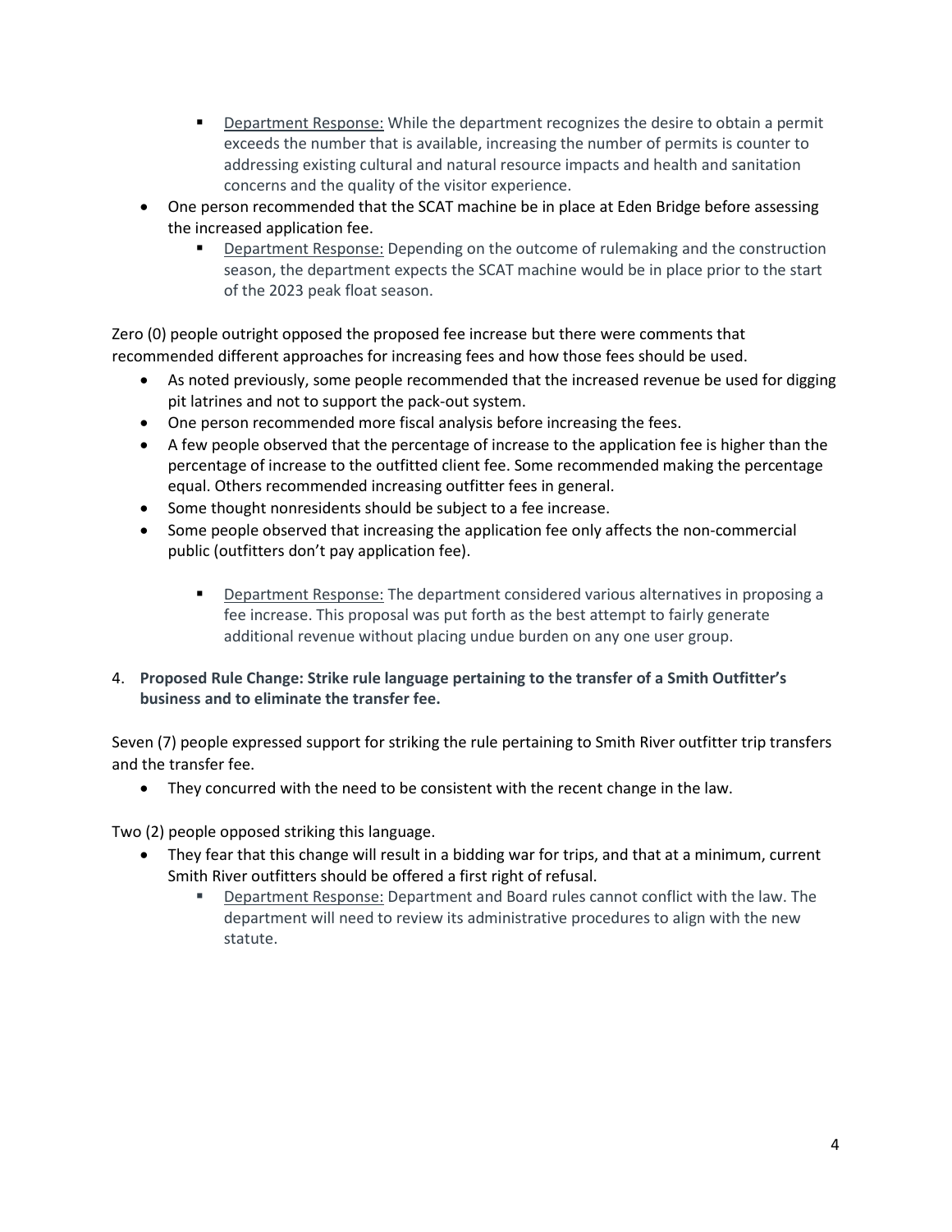- Department Response: While the department recognizes the desire to obtain a permit exceeds the number that is available, increasing the number of permits is counter to addressing existing cultural and natural resource impacts and health and sanitation concerns and the quality of the visitor experience.
- One person recommended that the SCAT machine be in place at Eden Bridge before assessing the increased application fee.
  - Department Response: Depending on the outcome of rulemaking and the construction season, the department expects the SCAT machine would be in place prior to the start of the 2023 peak float season.

Zero (0) people outright opposed the proposed fee increase but there were comments that recommended different approaches for increasing fees and how those fees should be used.

- As noted previously, some people recommended that the increased revenue be used for digging pit latrines and not to support the pack-out system.
- One person recommended more fiscal analysis before increasing the fees.
- A few people observed that the percentage of increase to the application fee is higher than the percentage of increase to the outfitted client fee. Some recommended making the percentage equal. Others recommended increasing outfitter fees in general.
- Some thought nonresidents should be subject to a fee increase.
- Some people observed that increasing the application fee only affects the non-commercial public (outfitters don't pay application fee).

  - Department Response: The department considered various alternatives in proposing a fee increase. This proposal was put forth as the best attempt to fairly generate additional revenue without placing undue burden on any one user group.

4. **Proposed Rule Change: Strike rule language pertaining to the transfer of a Smith Outfitter's business and to eliminate the transfer fee.**

Seven (7) people expressed support for striking the rule pertaining to Smith River outfitter trip transfers and the transfer fee.

- They concurred with the need to be consistent with the recent change in the law.

Two (2) people opposed striking this language.

- They fear that this change will result in a bidding war for trips, and that at a minimum, current Smith River outfitters should be offered a first right of refusal.
  - Department Response: Department and Board rules cannot conflict with the law. The department will need to review its administrative procedures to align with the new statute.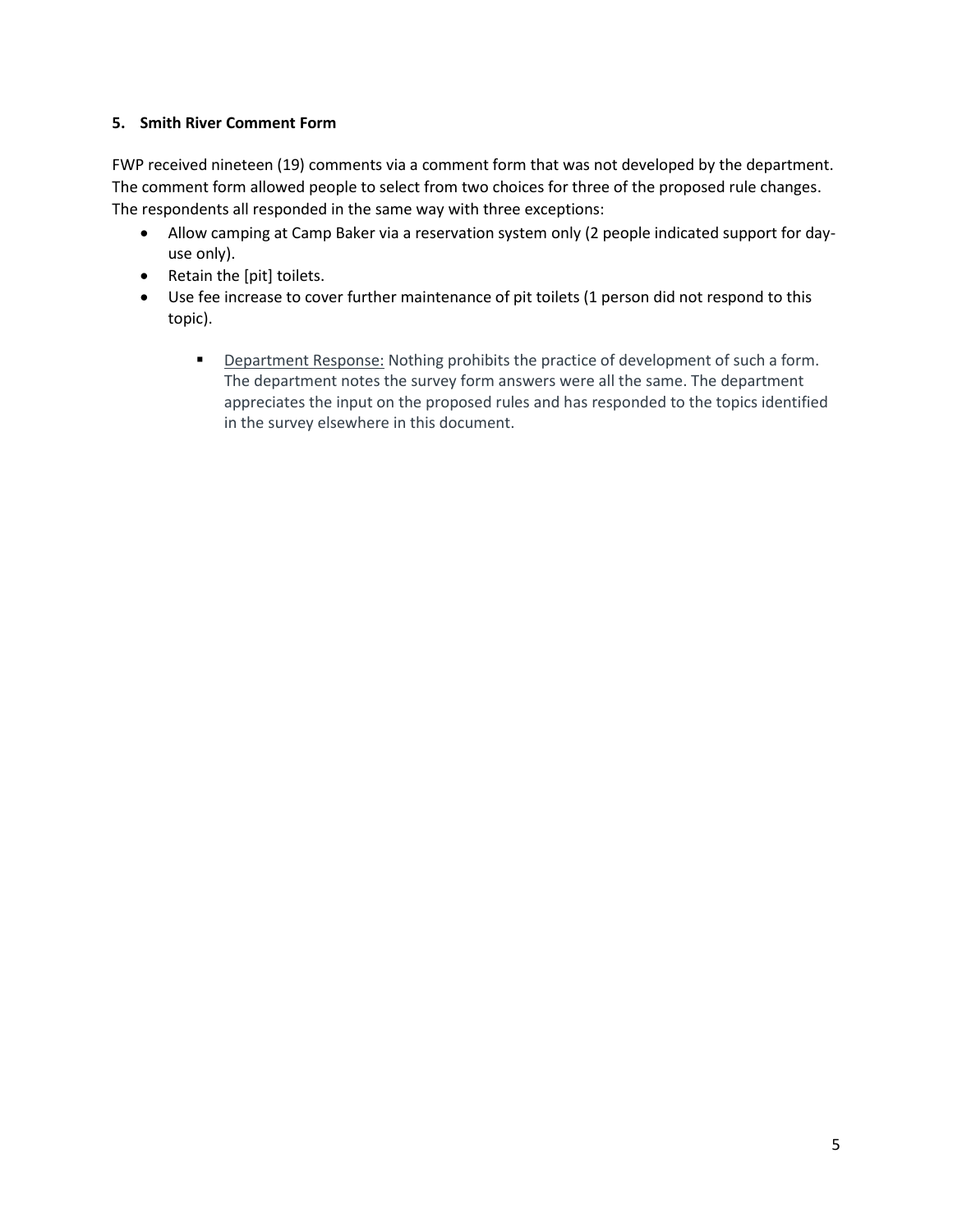### 5. Smith River Comment Form

FWP received nineteen (19) comments via a comment form that was not developed by the department. The comment form allowed people to select from two choices for three of the proposed rule changes. The respondents all responded in the same way with three exceptions:

- Allow camping at Camp Baker via a reservation system only (2 people indicated support for day-use only).
- Retain the [pit] toilets.
- Use fee increase to cover further maintenance of pit toilets (1 person did not respond to this topic).
  - Department Response: Nothing prohibits the practice of development of such a form. The department notes the survey form answers were all the same. The department appreciates the input on the proposed rules and has responded to the topics identified in the survey elsewhere in this document.